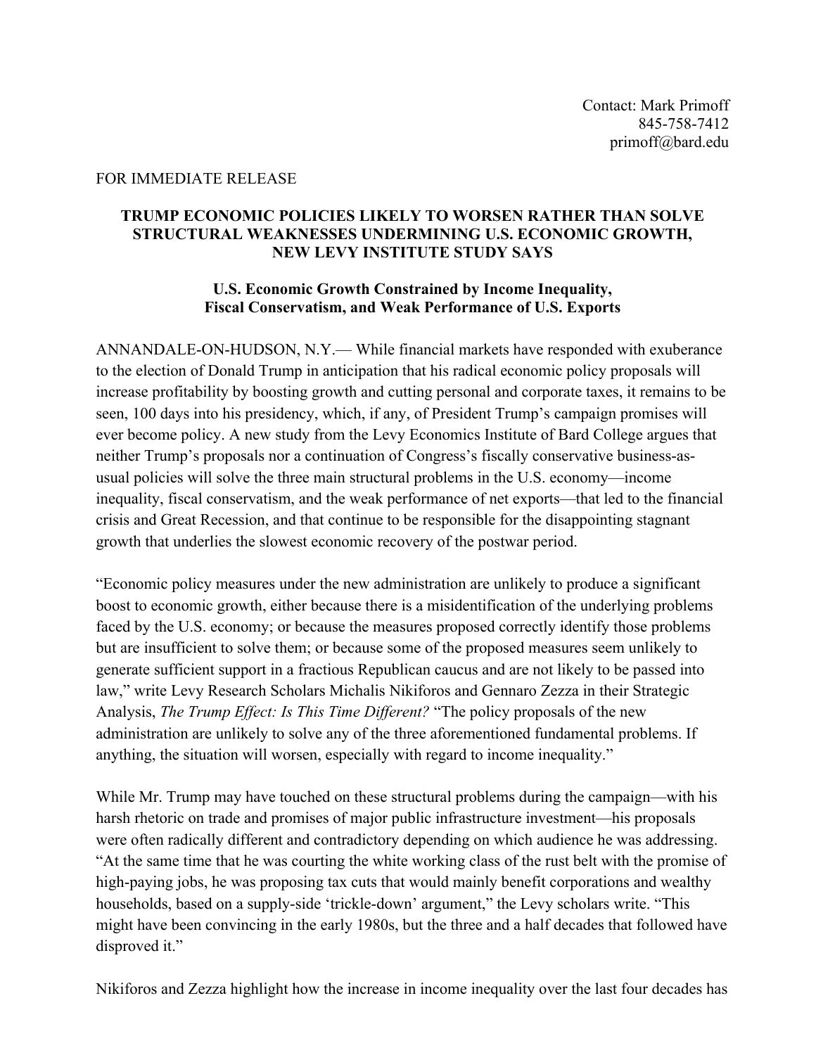Contact: Mark Primoff
845-758-7412
primoff@bard.edu

FOR IMMEDIATE RELEASE

**TRUMP ECONOMIC POLICIES LIKELY TO WORSEN RATHER THAN SOLVE STRUCTURAL WEAKNESSES UNDERMINING U.S. ECONOMIC GROWTH, NEW LEVY INSTITUTE STUDY SAYS**

**U.S. Economic Growth Constrained by Income Inequality, Fiscal Conservatism, and Weak Performance of U.S. Exports**

ANNANDALE-ON-HUDSON, N.Y.— While financial markets have responded with exuberance to the election of Donald Trump in anticipation that his radical economic policy proposals will increase profitability by boosting growth and cutting personal and corporate taxes, it remains to be seen, 100 days into his presidency, which, if any, of President Trump's campaign promises will ever become policy. A new study from the Levy Economics Institute of Bard College argues that neither Trump's proposals nor a continuation of Congress's fiscally conservative business-as-usual policies will solve the three main structural problems in the U.S. economy—income inequality, fiscal conservatism, and the weak performance of net exports—that led to the financial crisis and Great Recession, and that continue to be responsible for the disappointing stagnant growth that underlies the slowest economic recovery of the postwar period.

"Economic policy measures under the new administration are unlikely to produce a significant boost to economic growth, either because there is a misidentification of the underlying problems faced by the U.S. economy; or because the measures proposed correctly identify those problems but are insufficient to solve them; or because some of the proposed measures seem unlikely to generate sufficient support in a fractious Republican caucus and are not likely to be passed into law," write Levy Research Scholars Michalis Nikiforos and Gennaro Zezza in their Strategic Analysis, *The Trump Effect: Is This Time Different?* "The policy proposals of the new administration are unlikely to solve any of the three aforementioned fundamental problems. If anything, the situation will worsen, especially with regard to income inequality."

While Mr. Trump may have touched on these structural problems during the campaign—with his harsh rhetoric on trade and promises of major public infrastructure investment—his proposals were often radically different and contradictory depending on which audience he was addressing. "At the same time that he was courting the white working class of the rust belt with the promise of high-paying jobs, he was proposing tax cuts that would mainly benefit corporations and wealthy households, based on a supply-side 'trickle-down' argument," the Levy scholars write. "This might have been convincing in the early 1980s, but the three and a half decades that followed have disproved it."

Nikiforos and Zezza highlight how the increase in income inequality over the last four decades has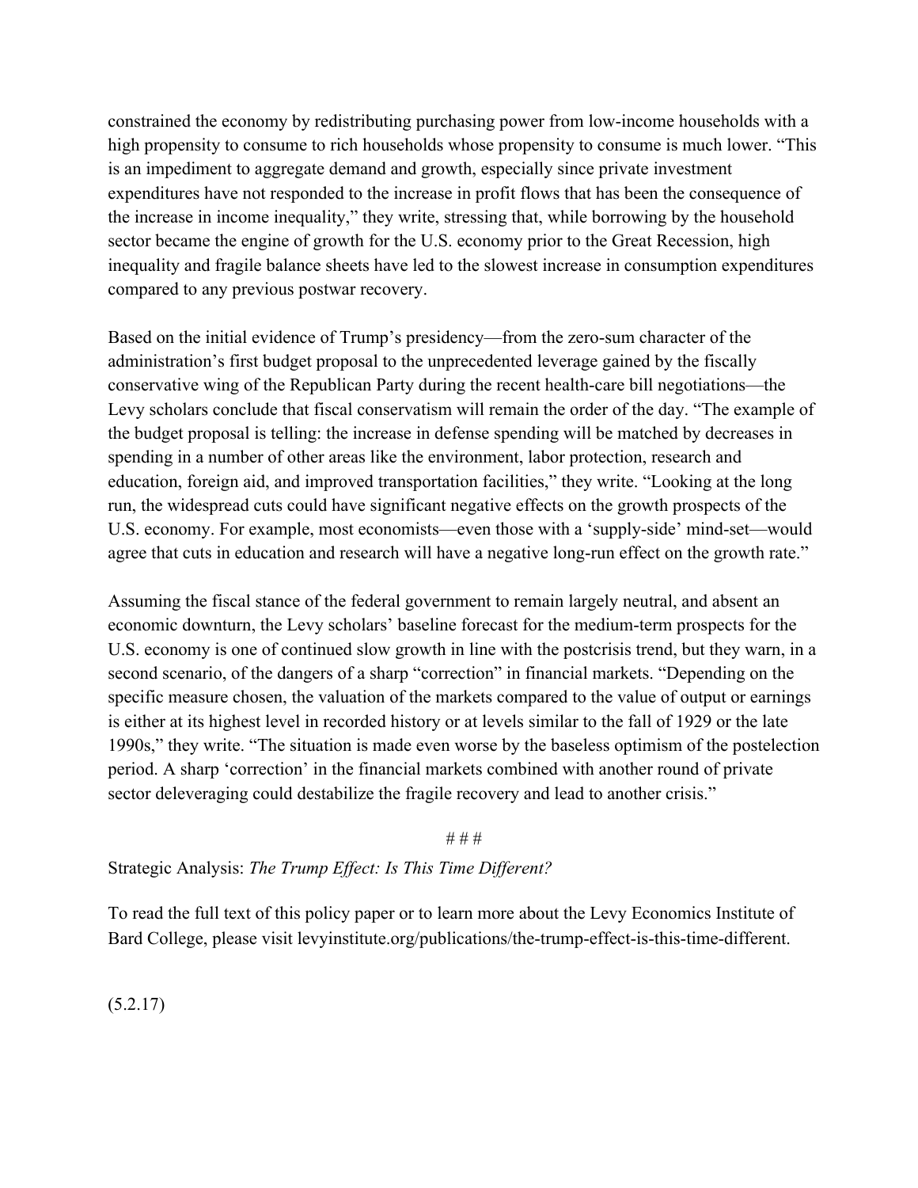constrained the economy by redistributing purchasing power from low-income households with a high propensity to consume to rich households whose propensity to consume is much lower. "This is an impediment to aggregate demand and growth, especially since private investment expenditures have not responded to the increase in profit flows that has been the consequence of the increase in income inequality," they write, stressing that, while borrowing by the household sector became the engine of growth for the U.S. economy prior to the Great Recession, high inequality and fragile balance sheets have led to the slowest increase in consumption expenditures compared to any previous postwar recovery.

Based on the initial evidence of Trump's presidency—from the zero-sum character of the administration's first budget proposal to the unprecedented leverage gained by the fiscally conservative wing of the Republican Party during the recent health-care bill negotiations—the Levy scholars conclude that fiscal conservatism will remain the order of the day. "The example of the budget proposal is telling: the increase in defense spending will be matched by decreases in spending in a number of other areas like the environment, labor protection, research and education, foreign aid, and improved transportation facilities," they write. "Looking at the long run, the widespread cuts could have significant negative effects on the growth prospects of the U.S. economy. For example, most economists—even those with a 'supply-side' mind-set—would agree that cuts in education and research will have a negative long-run effect on the growth rate."

Assuming the fiscal stance of the federal government to remain largely neutral, and absent an economic downturn, the Levy scholars' baseline forecast for the medium-term prospects for the U.S. economy is one of continued slow growth in line with the postcrisis trend, but they warn, in a second scenario, of the dangers of a sharp "correction" in financial markets. "Depending on the specific measure chosen, the valuation of the markets compared to the value of output or earnings is either at its highest level in recorded history or at levels similar to the fall of 1929 or the late 1990s," they write. "The situation is made even worse by the baseless optimism of the postelection period. A sharp 'correction' in the financial markets combined with another round of private sector deleveraging could destabilize the fragile recovery and lead to another crisis."

# # #

Strategic Analysis: *The Trump Effect: Is This Time Different?*

To read the full text of this policy paper or to learn more about the Levy Economics Institute of Bard College, please visit levyinstitute.org/publications/the-trump-effect-is-this-time-different.

(5.2.17)